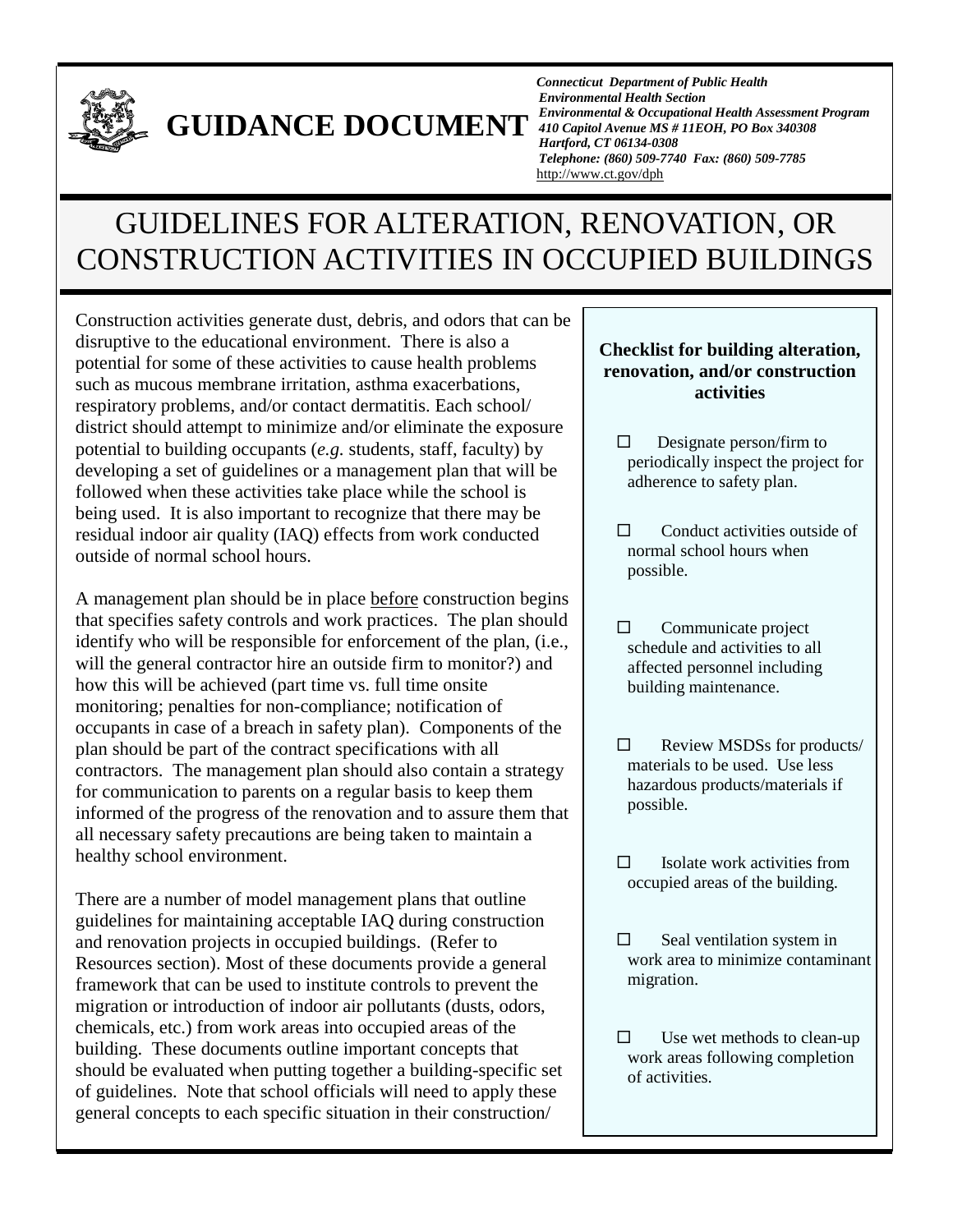# GUIDANCE DOCUMENT

*Connecticut Department of Public Health*
*Environmental Health Section*
*Environmental & Occupational Health Assessment Program*
*410 Capitol Avenue MS # 11EOH, PO Box 340308*
*Hartford, CT 06134-0308*
*Telephone: (860) 509-7740 Fax: (860) 509-7785*
http://www.ct.gov/dph

# GUIDELINES FOR ALTERATION, RENOVATION, OR CONSTRUCTION ACTIVITIES IN OCCUPIED BUILDINGS

Construction activities generate dust, debris, and odors that can be disruptive to the educational environment. There is also a potential for some of these activities to cause health problems such as mucous membrane irritation, asthma exacerbations, respiratory problems, and/or contact dermatitis. Each school/ district should attempt to minimize and/or eliminate the exposure potential to building occupants (*e.g.* students, staff, faculty) by developing a set of guidelines or a management plan that will be followed when these activities take place while the school is being used. It is also important to recognize that there may be residual indoor air quality (IAQ) effects from work conducted outside of normal school hours.

A management plan should be in place before construction begins that specifies safety controls and work practices. The plan should identify who will be responsible for enforcement of the plan, (i.e., will the general contractor hire an outside firm to monitor?) and how this will be achieved (part time vs. full time onsite monitoring; penalties for non-compliance; notification of occupants in case of a breach in safety plan). Components of the plan should be part of the contract specifications with all contractors. The management plan should also contain a strategy for communication to parents on a regular basis to keep them informed of the progress of the renovation and to assure them that all necessary safety precautions are being taken to maintain a healthy school environment.

There are a number of model management plans that outline guidelines for maintaining acceptable IAQ during construction and renovation projects in occupied buildings. (Refer to Resources section). Most of these documents provide a general framework that can be used to institute controls to prevent the migration or introduction of indoor air pollutants (dusts, odors, chemicals, etc.) from work areas into occupied areas of the building. These documents outline important concepts that should be evaluated when putting together a building-specific set of guidelines. Note that school officials will need to apply these general concepts to each specific situation in their construction/

**Checklist for building alteration, renovation, and/or construction activities**

- ☐ Designate person/firm to periodically inspect the project for adherence to safety plan.
- ☐ Conduct activities outside of normal school hours when possible.
- ☐ Communicate project schedule and activities to all affected personnel including building maintenance.
- ☐ Review MSDSs for products/ materials to be used. Use less hazardous products/materials if possible.
- ☐ Isolate work activities from occupied areas of the building.
- ☐ Seal ventilation system in work area to minimize contaminant migration.
- ☐ Use wet methods to clean-up work areas following completion of activities.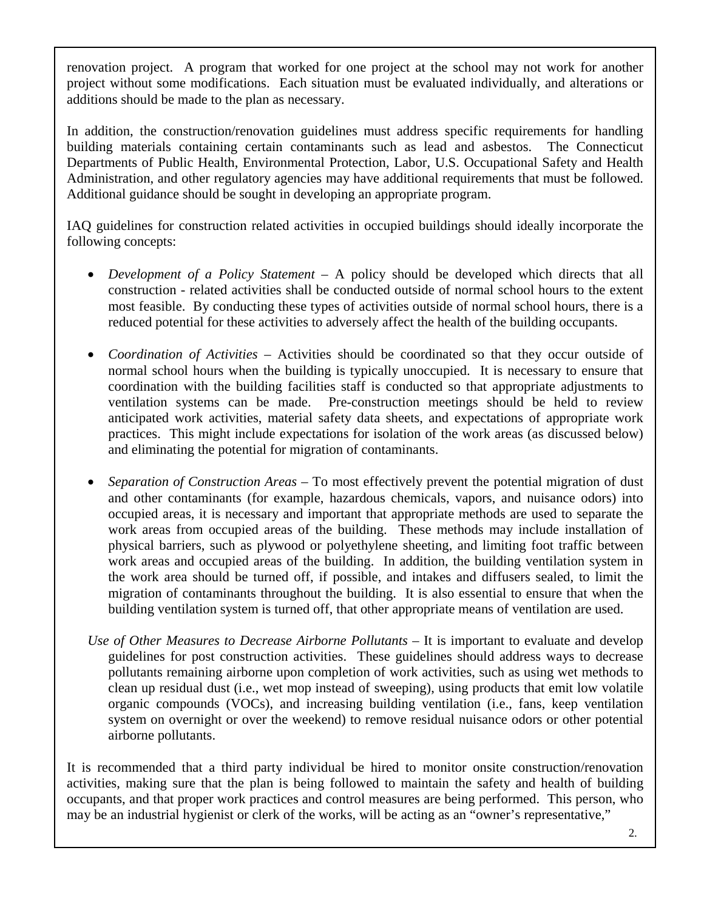renovation project. A program that worked for one project at the school may not work for another project without some modifications. Each situation must be evaluated individually, and alterations or additions should be made to the plan as necessary.

In addition, the construction/renovation guidelines must address specific requirements for handling building materials containing certain contaminants such as lead and asbestos. The Connecticut Departments of Public Health, Environmental Protection, Labor, U.S. Occupational Safety and Health Administration, and other regulatory agencies may have additional requirements that must be followed. Additional guidance should be sought in developing an appropriate program.

IAQ guidelines for construction related activities in occupied buildings should ideally incorporate the following concepts:

- *Development of a Policy Statement* – A policy should be developed which directs that all construction - related activities shall be conducted outside of normal school hours to the extent most feasible. By conducting these types of activities outside of normal school hours, there is a reduced potential for these activities to adversely affect the health of the building occupants.

- *Coordination of Activities* – Activities should be coordinated so that they occur outside of normal school hours when the building is typically unoccupied. It is necessary to ensure that coordination with the building facilities staff is conducted so that appropriate adjustments to ventilation systems can be made. Pre-construction meetings should be held to review anticipated work activities, material safety data sheets, and expectations of appropriate work practices. This might include expectations for isolation of the work areas (as discussed below) and eliminating the potential for migration of contaminants.

- *Separation of Construction Areas* – To most effectively prevent the potential migration of dust and other contaminants (for example, hazardous chemicals, vapors, and nuisance odors) into occupied areas, it is necessary and important that appropriate methods are used to separate the work areas from occupied areas of the building. These methods may include installation of physical barriers, such as plywood or polyethylene sheeting, and limiting foot traffic between work areas and occupied areas of the building. In addition, the building ventilation system in the work area should be turned off, if possible, and intakes and diffusers sealed, to limit the migration of contaminants throughout the building. It is also essential to ensure that when the building ventilation system is turned off, that other appropriate means of ventilation are used.

*Use of Other Measures to Decrease Airborne Pollutants* – It is important to evaluate and develop guidelines for post construction activities. These guidelines should address ways to decrease pollutants remaining airborne upon completion of work activities, such as using wet methods to clean up residual dust (i.e., wet mop instead of sweeping), using products that emit low volatile organic compounds (VOCs), and increasing building ventilation (i.e., fans, keep ventilation system on overnight or over the weekend) to remove residual nuisance odors or other potential airborne pollutants.

It is recommended that a third party individual be hired to monitor onsite construction/renovation activities, making sure that the plan is being followed to maintain the safety and health of building occupants, and that proper work practices and control measures are being performed. This person, who may be an industrial hygienist or clerk of the works, will be acting as an "owner's representative,"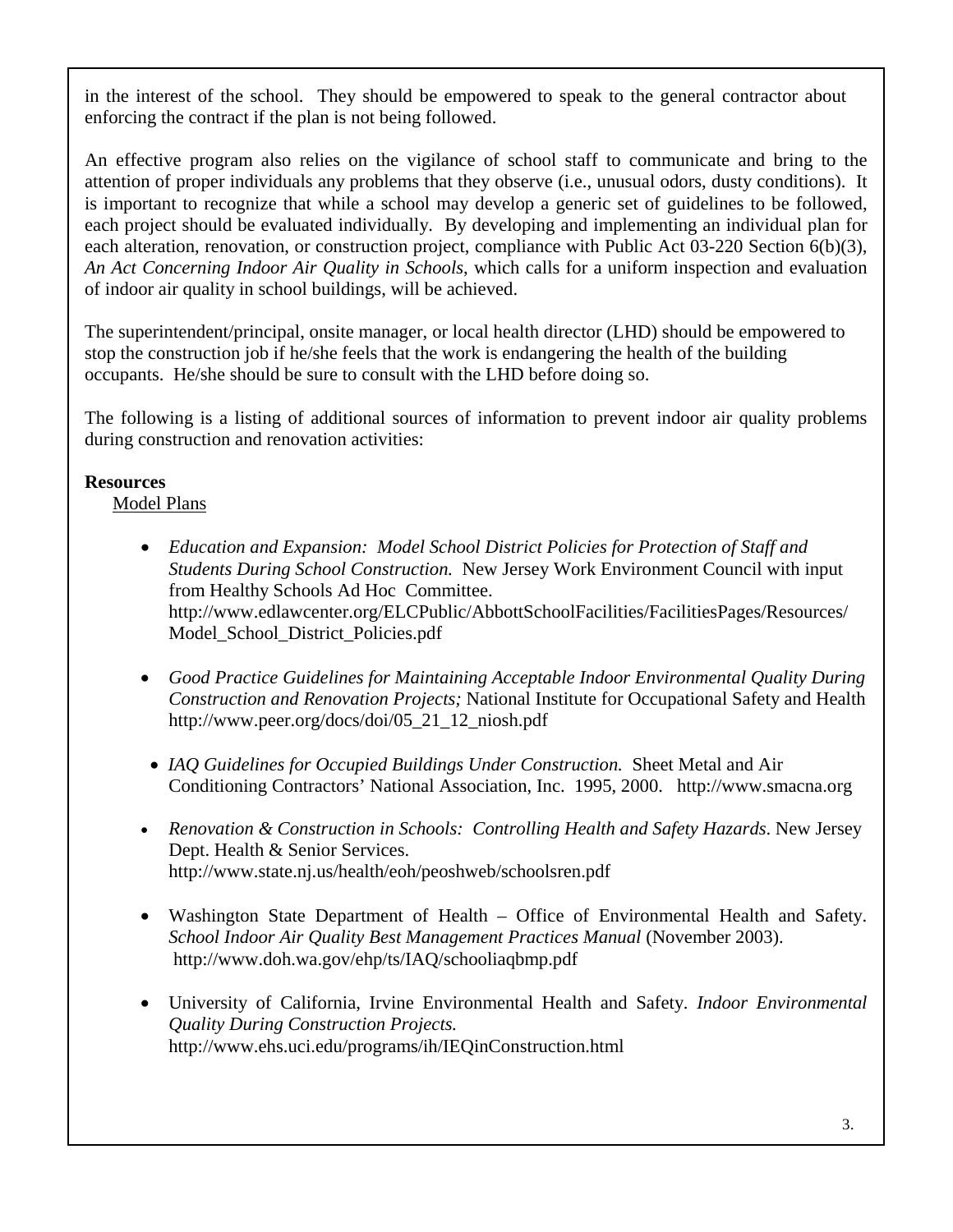in the interest of the school. They should be empowered to speak to the general contractor about enforcing the contract if the plan is not being followed.

An effective program also relies on the vigilance of school staff to communicate and bring to the attention of proper individuals any problems that they observe (i.e., unusual odors, dusty conditions). It is important to recognize that while a school may develop a generic set of guidelines to be followed, each project should be evaluated individually. By developing and implementing an individual plan for each alteration, renovation, or construction project, compliance with Public Act 03-220 Section 6(b)(3), *An Act Concerning Indoor Air Quality in Schools*, which calls for a uniform inspection and evaluation of indoor air quality in school buildings, will be achieved.

The superintendent/principal, onsite manager, or local health director (LHD) should be empowered to stop the construction job if he/she feels that the work is endangering the health of the building occupants. He/she should be sure to consult with the LHD before doing so.

The following is a listing of additional sources of information to prevent indoor air quality problems during construction and renovation activities:

**Resources**

Model Plans

- *Education and Expansion: Model School District Policies for Protection of Staff and Students During School Construction.* New Jersey Work Environment Council with input from Healthy Schools Ad Hoc Committee. http://www.edlawcenter.org/ELCPublic/AbbottSchoolFacilities/FacilitiesPages/Resources/Model_School_District_Policies.pdf

- *Good Practice Guidelines for Maintaining Acceptable Indoor Environmental Quality During Construction and Renovation Projects;* National Institute for Occupational Safety and Health http://www.peer.org/docs/doi/05_21_12_niosh.pdf

- *IAQ Guidelines for Occupied Buildings Under Construction.* Sheet Metal and Air Conditioning Contractors' National Association, Inc. 1995, 2000. http://www.smacna.org

- *Renovation & Construction in Schools: Controlling Health and Safety Hazards*. New Jersey Dept. Health & Senior Services. http://www.state.nj.us/health/eoh/peoshweb/schoolsren.pdf

- Washington State Department of Health – Office of Environmental Health and Safety. *School Indoor Air Quality Best Management Practices Manual* (November 2003). http://www.doh.wa.gov/ehp/ts/IAQ/schooliaqbmp.pdf

- University of California, Irvine Environmental Health and Safety. *Indoor Environmental Quality During Construction Projects.* http://www.ehs.uci.edu/programs/ih/IEQinConstruction.html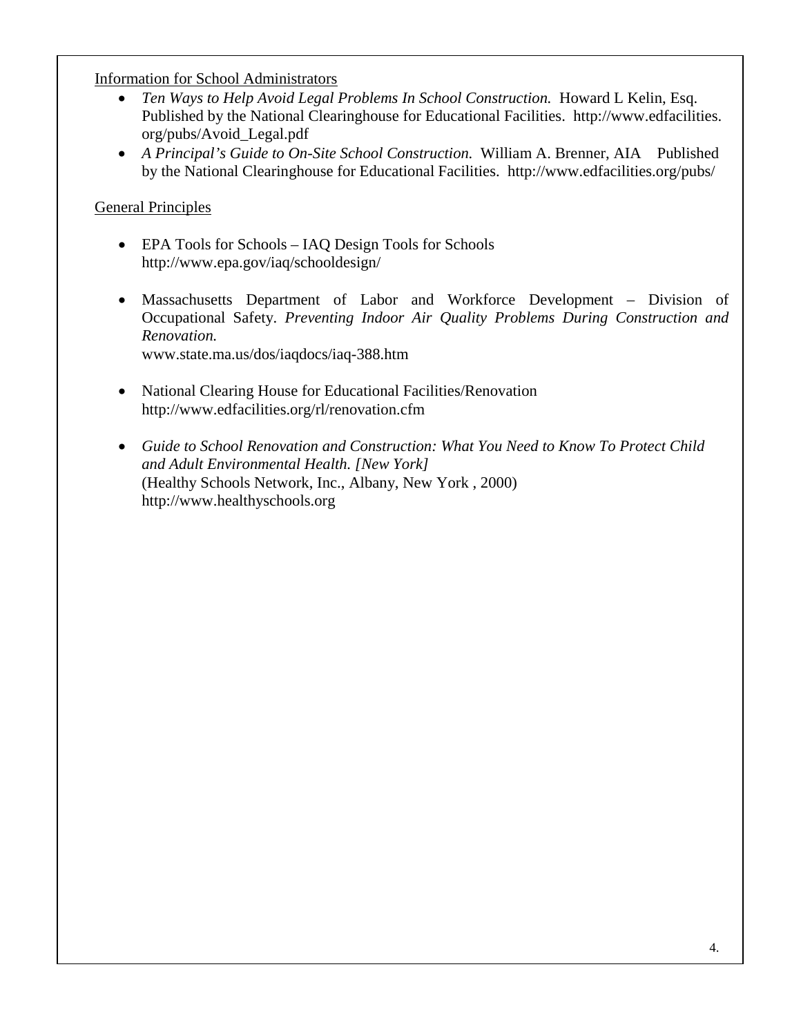Information for School Administrators

- *Ten Ways to Help Avoid Legal Problems In School Construction.* Howard L Kelin, Esq. Published by the National Clearinghouse for Educational Facilities. http://www.edfacilities.org/pubs/Avoid_Legal.pdf
- *A Principal's Guide to On-Site School Construction.* William A. Brenner, AIA Published by the National Clearinghouse for Educational Facilities. http://www.edfacilities.org/pubs/

General Principles

- EPA Tools for Schools – IAQ Design Tools for Schools
  http://www.epa.gov/iaq/schooldesign/

- Massachusetts Department of Labor and Workforce Development – Division of Occupational Safety. *Preventing Indoor Air Quality Problems During Construction and Renovation.*
  www.state.ma.us/dos/iaqdocs/iaq-388.htm

- National Clearing House for Educational Facilities/Renovation
  http://www.edfacilities.org/rl/renovation.cfm

- *Guide to School Renovation and Construction: What You Need to Know To Protect Child and Adult Environmental Health. [New York]*
  (Healthy Schools Network, Inc., Albany, New York , 2000)
  http://www.healthyschools.org